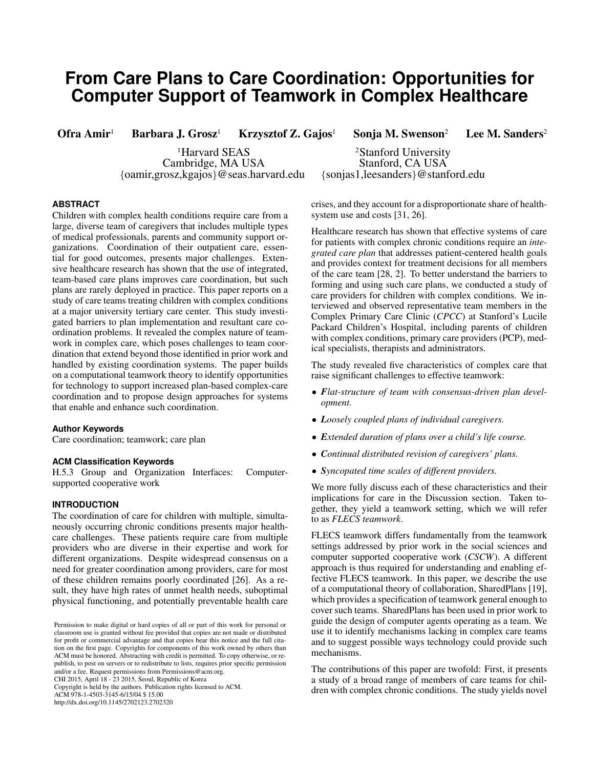# From Care Plans to Care Coordination: Opportunities for Computer Support of Teamwork in Complex Healthcare

**Ofra Amir**[1] **Barbara J. Grosz**[1] **Krzysztof Z. Gajos**[1] **Sonja M. Swenson**[2] **Lee M. Sanders**[2]

[1]Harvard SEAS
Cambridge, MA USA
{oamir,grosz,kgajos}@seas.harvard.edu

[2]Stanford University
Stanford, CA USA
{sonjas1,leesanders}@stanford.edu

## ABSTRACT

Children with complex health conditions require care from a large, diverse team of caregivers that includes multiple types of medical professionals, parents and community support organizations. Coordination of their outpatient care, essential for good outcomes, presents major challenges. Extensive healthcare research has shown that the use of integrated, team-based care plans improves care coordination, but such plans are rarely deployed in practice. This paper reports on a study of care teams treating children with complex conditions at a major university tertiary care center. This study investigated barriers to plan implementation and resultant care coordination problems. It revealed the complex nature of teamwork in complex care, which poses challenges to team coordination that extend beyond those identified in prior work and handled by existing coordination systems. The paper builds on a computational teamwork theory to identify opportunities for technology to support increased plan-based complex-care coordination and to propose design approaches for systems that enable and enhance such coordination.

### Author Keywords

Care coordination; teamwork; care plan

### ACM Classification Keywords

H.5.3 Group and Organization Interfaces: Computer-supported cooperative work

## INTRODUCTION

The coordination of care for children with multiple, simultaneously occurring chronic conditions presents major healthcare challenges. These patients require care from multiple providers who are diverse in their expertise and work for different organizations. Despite widespread consensus on a need for greater coordination among providers, care for most of these children remains poorly coordinated [26]. As a result, they have high rates of unmet health needs, suboptimal physical functioning, and potentially preventable health care crises, and they account for a disproportionate share of health-system use and costs [31, 26].

Healthcare research has shown that effective systems of care for patients with complex chronic conditions require an *integrated care plan* that addresses patient-centered health goals and provides context for treatment decisions for all members of the care team [28, 2]. To better understand the barriers to forming and using such care plans, we conducted a study of care providers for children with complex conditions. We interviewed and observed representative team members in the Complex Primary Care Clinic (*CPCC*) at Stanford's Lucile Packard Children's Hospital, including parents of children with complex conditions, primary care providers (PCP), medical specialists, therapists and administrators.

The study revealed five characteristics of complex care that raise significant challenges to effective teamwork:

- ***F**lat-structure of team with consensus-driven plan development.*
- ***L**oosely coupled plans of individual caregivers.*
- ***E**xtended duration of plans over a child's life course.*
- ***C**ontinual distributed revision of caregivers' plans.*
- ***S**yncopated time scales of different providers.*

We more fully discuss each of these characteristics and their implications for care in the Discussion section. Taken together, they yield a teamwork setting, which we will refer to as *FLECS teamwork*.

FLECS teamwork differs fundamentally from the teamwork settings addressed by prior work in the social sciences and computer supported cooperative work (*CSCW*). A different approach is thus required for understanding and enabling effective FLECS teamwork. In this paper, we describe the use of a computational theory of collaboration, SharedPlans [19], which provides a specification of teamwork general enough to cover such teams. SharedPlans has been used in prior work to guide the design of computer agents operating as a team. We use it to identify mechanisms lacking in complex care teams and to suggest possible ways technology could provide such mechanisms.

The contributions of this paper are twofold: First, it presents a study of a broad range of members of care teams for children with complex chronic conditions. The study yields novel

Permission to make digital or hard copies of all or part of this work for personal or classroom use is granted without fee provided that copies are not made or distributed for profit or commercial advantage and that copies bear this notice and the full citation on the first page. Copyrights for components of this work owned by others than ACM must be honored. Abstracting with credit is permitted. To copy otherwise, or republish, to post on servers or to redistribute to lists, requires prior specific permission and/or a fee. Request permissions from Permissions@acm.org.
CHI 2015, April 18 - 23 2015, Seoul, Republic of Korea
Copyright is held by the authors. Publication rights licensed to ACM.
ACM 978-1-4503-3145-6/15/04 $ 15.00
http://dx.doi.org/10.1145/2702123.2702320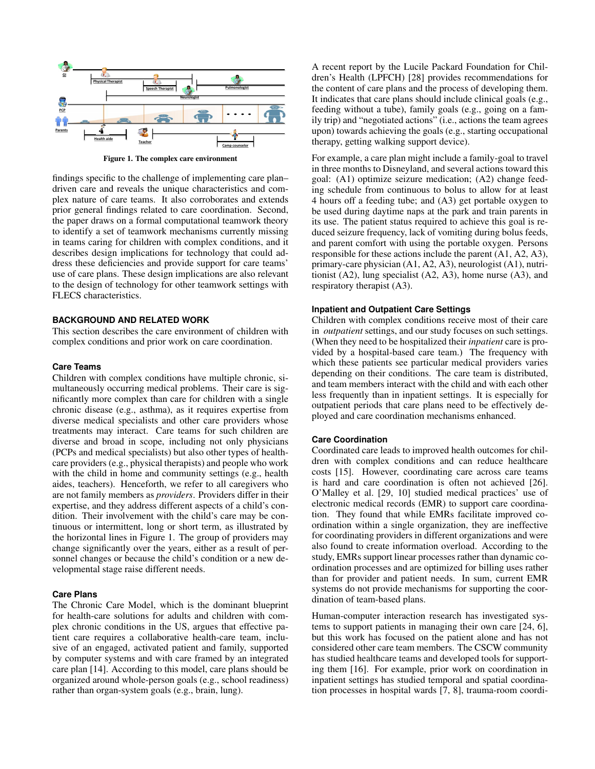GI

Physical Therapist

Speech Therapist

Pulmonologist

Neurologist

PCP

Parents

Health aide

Teacher

Camp counselor

Figure 1. The complex care environment

findings specific to the challenge of implementing care plan–driven care and reveals the unique characteristics and complex nature of care teams. It also corroborates and extends prior general findings related to care coordination. Second, the paper draws on a formal computational teamwork theory to identify a set of teamwork mechanisms currently missing in teams caring for children with complex conditions, and it describes design implications for technology that could address these deficiencies and provide support for care teams' use of care plans. These design implications are also relevant to the design of technology for other teamwork settings with FLECS characteristics.

## BACKGROUND AND RELATED WORK

This section describes the care environment of children with complex conditions and prior work on care coordination.

### Care Teams

Children with complex conditions have multiple chronic, simultaneously occurring medical problems. Their care is significantly more complex than care for children with a single chronic disease (e.g., asthma), as it requires expertise from diverse medical specialists and other care providers whose treatments may interact. Care teams for such children are diverse and broad in scope, including not only physicians (PCPs and medical specialists) but also other types of healthcare providers (e.g., physical therapists) and people who work with the child in home and community settings (e.g., health aides, teachers). Henceforth, we refer to all caregivers who are not family members as *providers*. Providers differ in their expertise, and they address different aspects of a child's condition. Their involvement with the child's care may be continuous or intermittent, long or short term, as illustrated by the horizontal lines in Figure 1. The group of providers may change significantly over the years, either as a result of personnel changes or because the child's condition or a new developmental stage raise different needs.

### Care Plans

The Chronic Care Model, which is the dominant blueprint for health-care solutions for adults and children with complex chronic conditions in the US, argues that effective patient care requires a collaborative health-care team, inclusive of an engaged, activated patient and family, supported by computer systems and with care framed by an integrated care plan [14]. According to this model, care plans should be organized around whole-person goals (e.g., school readiness) rather than organ-system goals (e.g., brain, lung).

A recent report by the Lucile Packard Foundation for Children's Health (LPFCH) [28] provides recommendations for the content of care plans and the process of developing them. It indicates that care plans should include clinical goals (e.g., feeding without a tube), family goals (e.g., going on a family trip) and "negotiated actions" (i.e., actions the team agrees upon) towards achieving the goals (e.g., starting occupational therapy, getting walking support device).

For example, a care plan might include a family-goal to travel in three months to Disneyland, and several actions toward this goal: (A1) optimize seizure medication; (A2) change feeding schedule from continuous to bolus to allow for at least 4 hours off a feeding tube; and (A3) get portable oxygen to be used during daytime naps at the park and train parents in its use. The patient status required to achieve this goal is reduced seizure frequency, lack of vomiting during bolus feeds, and parent comfort with using the portable oxygen. Persons responsible for these actions include the parent (A1, A2, A3), primary-care physician (A1, A2, A3), neurologist (A1), nutritionist (A2), lung specialist (A2, A3), home nurse (A3), and respiratory therapist (A3).

### Inpatient and Outpatient Care Settings

Children with complex conditions receive most of their care in *outpatient* settings, and our study focuses on such settings. (When they need to be hospitalized their *inpatient* care is provided by a hospital-based care team.) The frequency with which these patients see particular medical providers varies depending on their conditions. The care team is distributed, and team members interact with the child and with each other less frequently than in inpatient settings. It is especially for outpatient periods that care plans need to be effectively deployed and care coordination mechanisms enhanced.

### Care Coordination

Coordinated care leads to improved health outcomes for children with complex conditions and can reduce healthcare costs [15]. However, coordinating care across care teams is hard and care coordination is often not achieved [26]. O'Malley et al. [29, 10] studied medical practices' use of electronic medical records (EMR) to support care coordination. They found that while EMRs facilitate improved coordination within a single organization, they are ineffective for coordinating providers in different organizations and were also found to create information overload. According to the study, EMRs support linear processes rather than dynamic coordination processes and are optimized for billing uses rather than for provider and patient needs. In sum, current EMR systems do not provide mechanisms for supporting the coordination of team-based plans.

Human-computer interaction research has investigated systems to support patients in managing their own care [24, 6], but this work has focused on the patient alone and has not considered other care team members. The CSCW community has studied healthcare teams and developed tools for supporting them [16]. For example, prior work on coordination in inpatient settings has studied temporal and spatial coordination processes in hospital wards [7, 8], trauma-room coordi-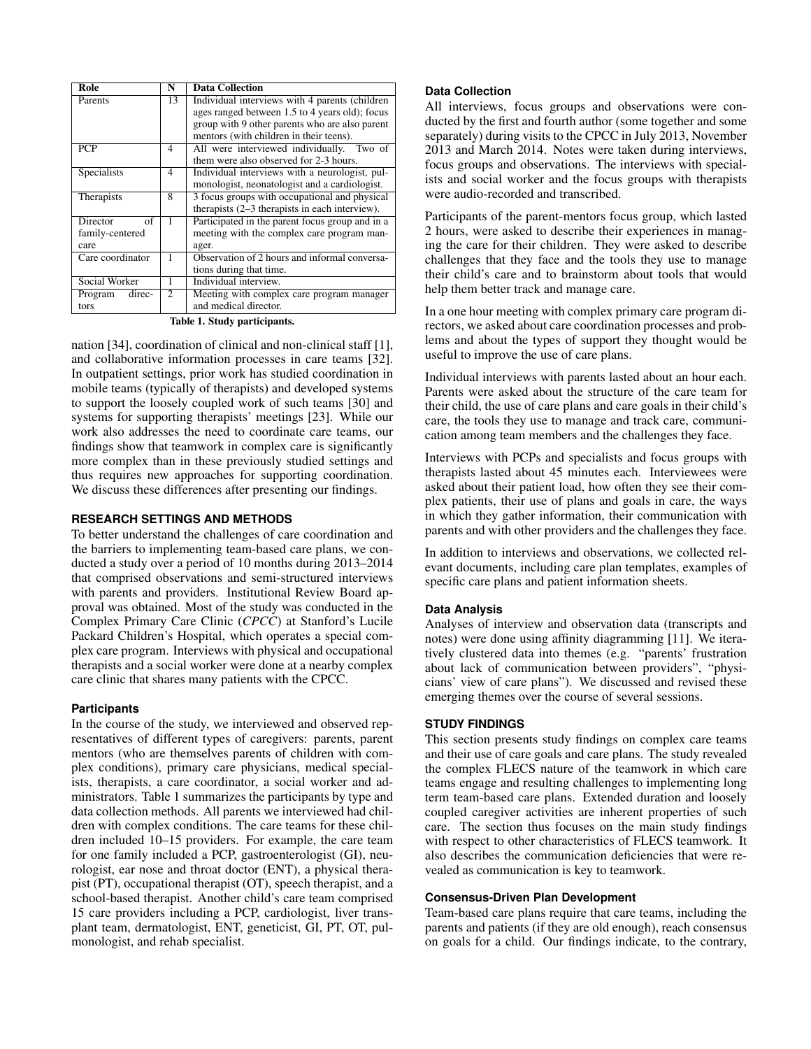| Role | N | Data Collection |
| --- | --- | --- |
| Parents | 13 | Individual interviews with 4 parents (children ages ranged between 1.5 to 4 years old); focus group with 9 other parents who are also parent mentors (with children in their teens). |
| PCP | 4 | All were interviewed individually. Two of them were also observed for 2-3 hours. |
| Specialists | 4 | Individual interviews with a neurologist, pulmonologist, neonatologist and a cardiologist. |
| Therapists | 8 | 3 focus groups with occupational and physical therapists (2–3 therapists in each interview). |
| Director of family-centered care | 1 | Participated in the parent focus group and in a meeting with the complex care program manager. |
| Care coordinator | 1 | Observation of 2 hours and informal conversations during that time. |
| Social Worker | 1 | Individual interview. |
| Program directors | 2 | Meeting with complex care program manager and medical director. |

**Table 1. Study participants.**

nation [34], coordination of clinical and non-clinical staff [1], and collaborative information processes in care teams [32]. In outpatient settings, prior work has studied coordination in mobile teams (typically of therapists) and developed systems to support the loosely coupled work of such teams [30] and systems for supporting therapists' meetings [23]. While our work also addresses the need to coordinate care teams, our findings show that teamwork in complex care is significantly more complex than in these previously studied settings and thus requires new approaches for supporting coordination. We discuss these differences after presenting our findings.

## RESEARCH SETTINGS AND METHODS

To better understand the challenges of care coordination and the barriers to implementing team-based care plans, we conducted a study over a period of 10 months during 2013–2014 that comprised observations and semi-structured interviews with parents and providers. Institutional Review Board approval was obtained. Most of the study was conducted in the Complex Primary Care Clinic (*CPCC*) at Stanford's Lucile Packard Children's Hospital, which operates a special complex care program. Interviews with physical and occupational therapists and a social worker were done at a nearby complex care clinic that shares many patients with the CPCC.

### Participants

In the course of the study, we interviewed and observed representatives of different types of caregivers: parents, parent mentors (who are themselves parents of children with complex conditions), primary care physicians, medical specialists, therapists, a care coordinator, a social worker and administrators. Table 1 summarizes the participants by type and data collection methods. All parents we interviewed had children with complex conditions. The care teams for these children included 10–15 providers. For example, the care team for one family included a PCP, gastroenterologist (GI), neurologist, ear nose and throat doctor (ENT), a physical therapist (PT), occupational therapist (OT), speech therapist, and a school-based therapist. Another child's care team comprised 15 care providers including a PCP, cardiologist, liver transplant team, dermatologist, ENT, geneticist, GI, PT, OT, pulmonologist, and rehab specialist.

### Data Collection

All interviews, focus groups and observations were conducted by the first and fourth author (some together and some separately) during visits to the CPCC in July 2013, November 2013 and March 2014. Notes were taken during interviews, focus groups and observations. The interviews with specialists and social worker and the focus groups with therapists were audio-recorded and transcribed.

Participants of the parent-mentors focus group, which lasted 2 hours, were asked to describe their experiences in managing the care for their children. They were asked to describe challenges that they face and the tools they use to manage their child's care and to brainstorm about tools that would help them better track and manage care.

In a one hour meeting with complex primary care program directors, we asked about care coordination processes and problems and about the types of support they thought would be useful to improve the use of care plans.

Individual interviews with parents lasted about an hour each. Parents were asked about the structure of the care team for their child, the use of care plans and care goals in their child's care, the tools they use to manage and track care, communication among team members and the challenges they face.

Interviews with PCPs and specialists and focus groups with therapists lasted about 45 minutes each. Interviewees were asked about their patient load, how often they see their complex patients, their use of plans and goals in care, the ways in which they gather information, their communication with parents and with other providers and the challenges they face.

In addition to interviews and observations, we collected relevant documents, including care plan templates, examples of specific care plans and patient information sheets.

### Data Analysis

Analyses of interview and observation data (transcripts and notes) were done using affinity diagramming [11]. We iteratively clustered data into themes (e.g. "parents' frustration about lack of communication between providers", "physicians' view of care plans"). We discussed and revised these emerging themes over the course of several sessions.

## STUDY FINDINGS

This section presents study findings on complex care teams and their use of care goals and care plans. The study revealed the complex FLECS nature of the teamwork in which care teams engage and resulting challenges to implementing long term team-based care plans. Extended duration and loosely coupled caregiver activities are inherent properties of such care. The section thus focuses on the main study findings with respect to other characteristics of FLECS teamwork. It also describes the communication deficiencies that were revealed as communication is key to teamwork.

### Consensus-Driven Plan Development

Team-based care plans require that care teams, including the parents and patients (if they are old enough), reach consensus on goals for a child. Our findings indicate, to the contrary,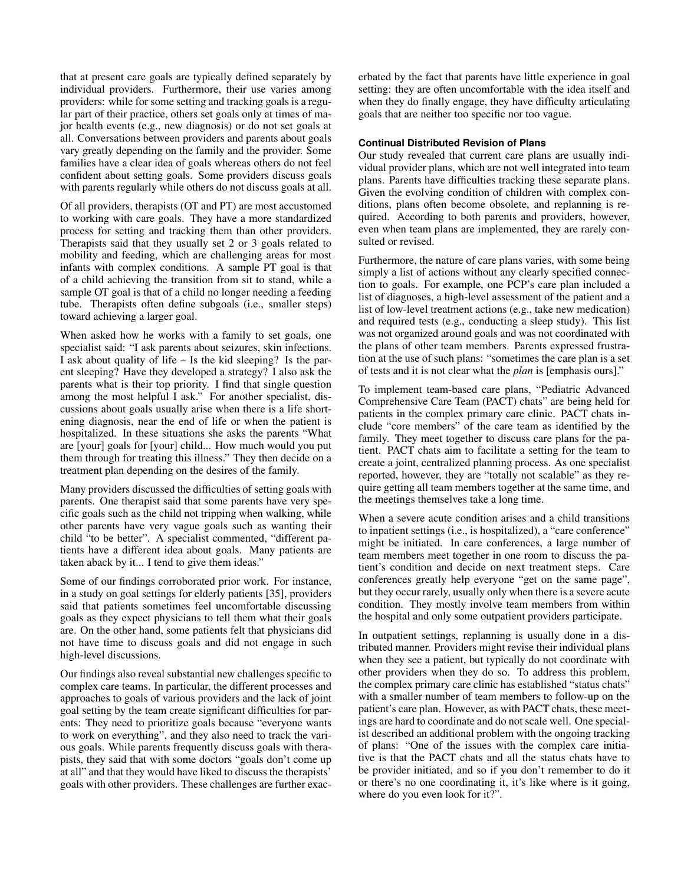that at present care goals are typically defined separately by individual providers. Furthermore, their use varies among providers: while for some setting and tracking goals is a regular part of their practice, others set goals only at times of major health events (e.g., new diagnosis) or do not set goals at all. Conversations between providers and parents about goals vary greatly depending on the family and the provider. Some families have a clear idea of goals whereas others do not feel confident about setting goals. Some providers discuss goals with parents regularly while others do not discuss goals at all.

Of all providers, therapists (OT and PT) are most accustomed to working with care goals. They have a more standardized process for setting and tracking them than other providers. Therapists said that they usually set 2 or 3 goals related to mobility and feeding, which are challenging areas for most infants with complex conditions. A sample PT goal is that of a child achieving the transition from sit to stand, while a sample OT goal is that of a child no longer needing a feeding tube. Therapists often define subgoals (i.e., smaller steps) toward achieving a larger goal.

When asked how he works with a family to set goals, one specialist said: "I ask parents about seizures, skin infections. I ask about quality of life – Is the kid sleeping? Is the parent sleeping? Have they developed a strategy? I also ask the parents what is their top priority. I find that single question among the most helpful I ask." For another specialist, discussions about goals usually arise when there is a life shortening diagnosis, near the end of life or when the patient is hospitalized. In these situations she asks the parents "What are [your] goals for [your] child... How much would you put them through for treating this illness." They then decide on a treatment plan depending on the desires of the family.

Many providers discussed the difficulties of setting goals with parents. One therapist said that some parents have very specific goals such as the child not tripping when walking, while other parents have very vague goals such as wanting their child "to be better". A specialist commented, "different patients have a different idea about goals. Many patients are taken aback by it... I tend to give them ideas."

Some of our findings corroborated prior work. For instance, in a study on goal settings for elderly patients [35], providers said that patients sometimes feel uncomfortable discussing goals as they expect physicians to tell them what their goals are. On the other hand, some patients felt that physicians did not have time to discuss goals and did not engage in such high-level discussions.

Our findings also reveal substantial new challenges specific to complex care teams. In particular, the different processes and approaches to goals of various providers and the lack of joint goal setting by the team create significant difficulties for parents: They need to prioritize goals because "everyone wants to work on everything", and they also need to track the various goals. While parents frequently discuss goals with therapists, they said that with some doctors "goals don't come up at all" and that they would have liked to discuss the therapists' goals with other providers. These challenges are further exacerbated by the fact that parents have little experience in goal setting: they are often uncomfortable with the idea itself and when they do finally engage, they have difficulty articulating goals that are neither too specific nor too vague.

#### Continual Distributed Revision of Plans

Our study revealed that current care plans are usually individual provider plans, which are not well integrated into team plans. Parents have difficulties tracking these separate plans. Given the evolving condition of children with complex conditions, plans often become obsolete, and replanning is required. According to both parents and providers, however, even when team plans are implemented, they are rarely consulted or revised.

Furthermore, the nature of care plans varies, with some being simply a list of actions without any clearly specified connection to goals. For example, one PCP's care plan included a list of diagnoses, a high-level assessment of the patient and a list of low-level treatment actions (e.g., take new medication) and required tests (e.g., conducting a sleep study). This list was not organized around goals and was not coordinated with the plans of other team members. Parents expressed frustration at the use of such plans: "sometimes the care plan is a set of tests and it is not clear what the *plan* is [emphasis ours]."

To implement team-based care plans, "Pediatric Advanced Comprehensive Care Team (PACT) chats" are being held for patients in the complex primary care clinic. PACT chats include "core members" of the care team as identified by the family. They meet together to discuss care plans for the patient. PACT chats aim to facilitate a setting for the team to create a joint, centralized planning process. As one specialist reported, however, they are "totally not scalable" as they require getting all team members together at the same time, and the meetings themselves take a long time.

When a severe acute condition arises and a child transitions to inpatient settings (i.e., is hospitalized), a "care conference" might be initiated. In care conferences, a large number of team members meet together in one room to discuss the patient's condition and decide on next treatment steps. Care conferences greatly help everyone "get on the same page", but they occur rarely, usually only when there is a severe acute condition. They mostly involve team members from within the hospital and only some outpatient providers participate.

In outpatient settings, replanning is usually done in a distributed manner. Providers might revise their individual plans when they see a patient, but typically do not coordinate with other providers when they do so. To address this problem, the complex primary care clinic has established "status chats" with a smaller number of team members to follow-up on the patient's care plan. However, as with PACT chats, these meetings are hard to coordinate and do not scale well. One specialist described an additional problem with the ongoing tracking of plans: "One of the issues with the complex care initiative is that the PACT chats and all the status chats have to be provider initiated, and so if you don't remember to do it or there's no one coordinating it, it's like where is it going, where do you even look for it?".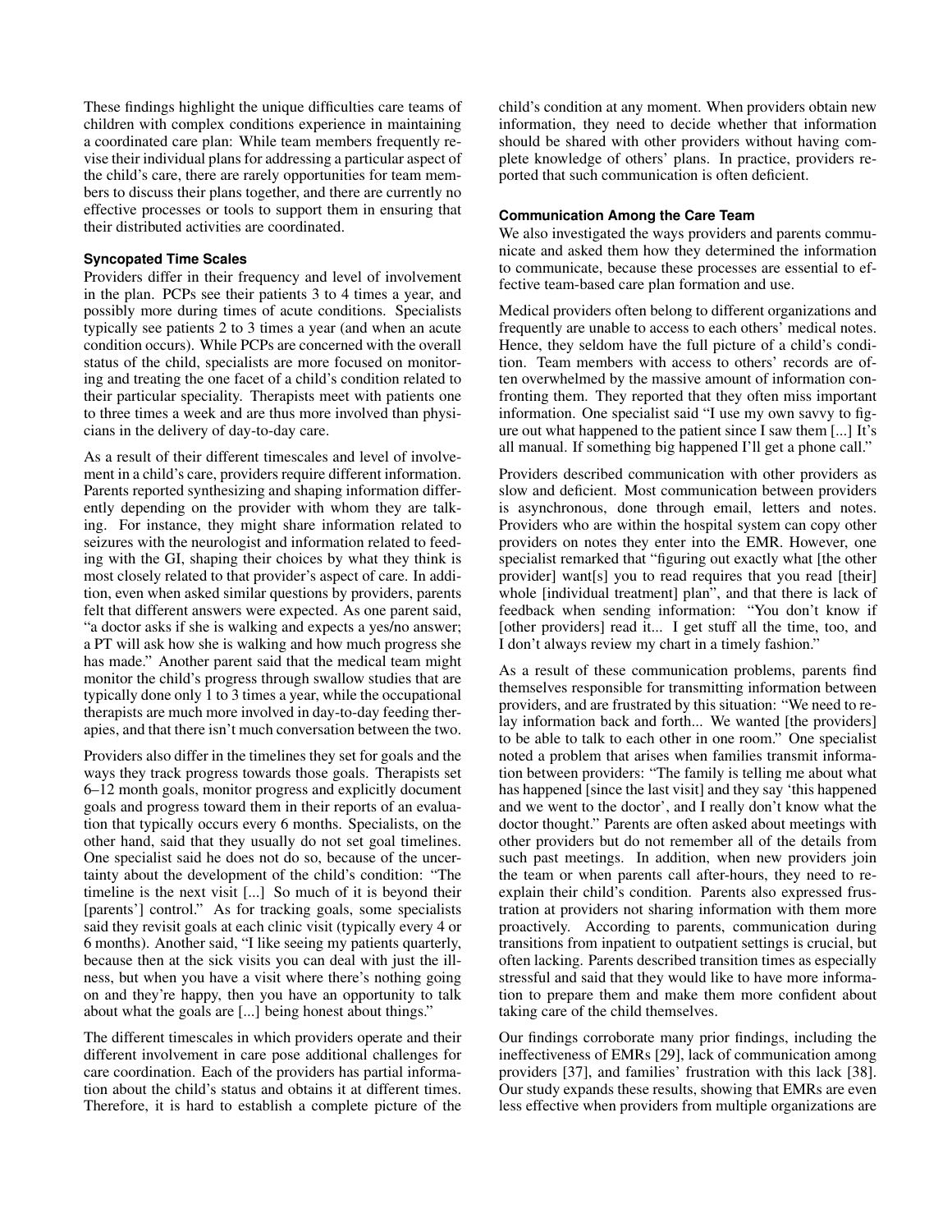These findings highlight the unique difficulties care teams of children with complex conditions experience in maintaining a coordinated care plan: While team members frequently revise their individual plans for addressing a particular aspect of the child's care, there are rarely opportunities for team members to discuss their plans together, and there are currently no effective processes or tools to support them in ensuring that their distributed activities are coordinated.

### Syncopated Time Scales

Providers differ in their frequency and level of involvement in the plan. PCPs see their patients 3 to 4 times a year, and possibly more during times of acute conditions. Specialists typically see patients 2 to 3 times a year (and when an acute condition occurs). While PCPs are concerned with the overall status of the child, specialists are more focused on monitoring and treating the one facet of a child's condition related to their particular speciality. Therapists meet with patients one to three times a week and are thus more involved than physicians in the delivery of day-to-day care.

As a result of their different timescales and level of involvement in a child's care, providers require different information. Parents reported synthesizing and shaping information differently depending on the provider with whom they are talking. For instance, they might share information related to seizures with the neurologist and information related to feeding with the GI, shaping their choices by what they think is most closely related to that provider's aspect of care. In addition, even when asked similar questions by providers, parents felt that different answers were expected. As one parent said, "a doctor asks if she is walking and expects a yes/no answer; a PT will ask how she is walking and how much progress she has made." Another parent said that the medical team might monitor the child's progress through swallow studies that are typically done only 1 to 3 times a year, while the occupational therapists are much more involved in day-to-day feeding therapies, and that there isn't much conversation between the two.

Providers also differ in the timelines they set for goals and the ways they track progress towards those goals. Therapists set 6–12 month goals, monitor progress and explicitly document goals and progress toward them in their reports of an evaluation that typically occurs every 6 months. Specialists, on the other hand, said that they usually do not set goal timelines. One specialist said he does not do so, because of the uncertainty about the development of the child's condition: "The timeline is the next visit [...] So much of it is beyond their [parents'] control." As for tracking goals, some specialists said they revisit goals at each clinic visit (typically every 4 or 6 months). Another said, "I like seeing my patients quarterly, because then at the sick visits you can deal with just the illness, but when you have a visit where there's nothing going on and they're happy, then you have an opportunity to talk about what the goals are [...] being honest about things."

The different timescales in which providers operate and their different involvement in care pose additional challenges for care coordination. Each of the providers has partial information about the child's status and obtains it at different times. Therefore, it is hard to establish a complete picture of the child's condition at any moment. When providers obtain new information, they need to decide whether that information should be shared with other providers without having complete knowledge of others' plans. In practice, providers reported that such communication is often deficient.

### Communication Among the Care Team

We also investigated the ways providers and parents communicate and asked them how they determined the information to communicate, because these processes are essential to effective team-based care plan formation and use.

Medical providers often belong to different organizations and frequently are unable to access to each others' medical notes. Hence, they seldom have the full picture of a child's condition. Team members with access to others' records are often overwhelmed by the massive amount of information confronting them. They reported that they often miss important information. One specialist said "I use my own savvy to figure out what happened to the patient since I saw them [...] It's all manual. If something big happened I'll get a phone call."

Providers described communication with other providers as slow and deficient. Most communication between providers is asynchronous, done through email, letters and notes. Providers who are within the hospital system can copy other providers on notes they enter into the EMR. However, one specialist remarked that "figuring out exactly what [the other provider] want[s] you to read requires that you read [their] whole [individual treatment] plan", and that there is lack of feedback when sending information: "You don't know if [other providers] read it... I get stuff all the time, too, and I don't always review my chart in a timely fashion."

As a result of these communication problems, parents find themselves responsible for transmitting information between providers, and are frustrated by this situation: "We need to relay information back and forth... We wanted [the providers] to be able to talk to each other in one room." One specialist noted a problem that arises when families transmit information between providers: "The family is telling me about what has happened [since the last visit] and they say 'this happened and we went to the doctor', and I really don't know what the doctor thought." Parents are often asked about meetings with other providers but do not remember all of the details from such past meetings. In addition, when new providers join the team or when parents call after-hours, they need to re-explain their child's condition. Parents also expressed frustration at providers not sharing information with them more proactively. According to parents, communication during transitions from inpatient to outpatient settings is crucial, but often lacking. Parents described transition times as especially stressful and said that they would like to have more information to prepare them and make them more confident about taking care of the child themselves.

Our findings corroborate many prior findings, including the ineffectiveness of EMRs [29], lack of communication among providers [37], and families' frustration with this lack [38]. Our study expands these results, showing that EMRs are even less effective when providers from multiple organizations are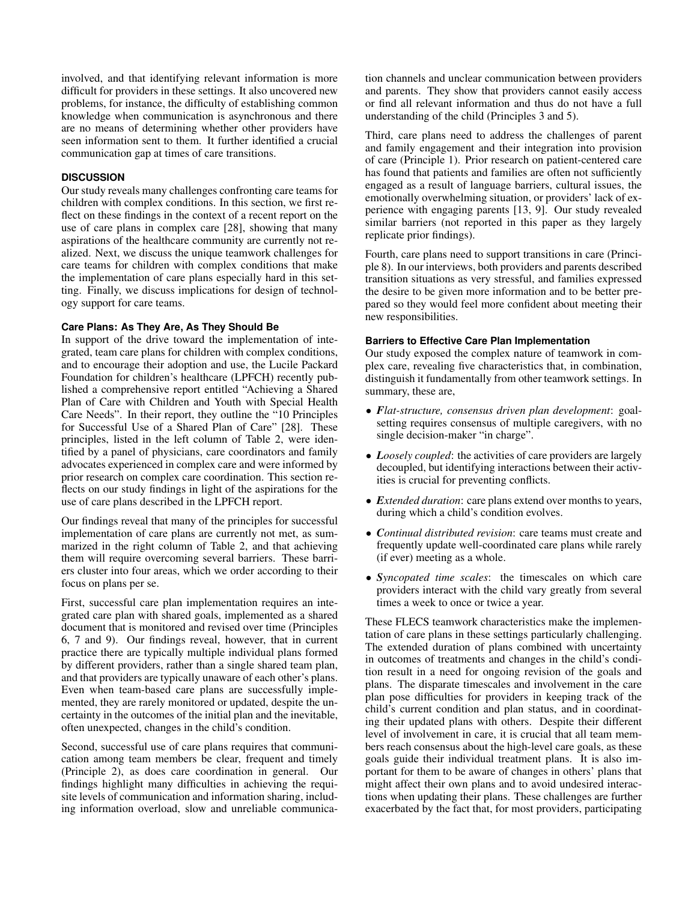involved, and that identifying relevant information is more difficult for providers in these settings. It also uncovered new problems, for instance, the difficulty of establishing common knowledge when communication is asynchronous and there are no means of determining whether other providers have seen information sent to them. It further identified a crucial communication gap at times of care transitions.

## DISCUSSION

Our study reveals many challenges confronting care teams for children with complex conditions. In this section, we first reflect on these findings in the context of a recent report on the use of care plans in complex care [28], showing that many aspirations of the healthcare community are currently not realized. Next, we discuss the unique teamwork challenges for care teams for children with complex conditions that make the implementation of care plans especially hard in this setting. Finally, we discuss implications for design of technology support for care teams.

### Care Plans: As They Are, As They Should Be

In support of the drive toward the implementation of integrated, team care plans for children with complex conditions, and to encourage their adoption and use, the Lucile Packard Foundation for children's healthcare (LPFCH) recently published a comprehensive report entitled "Achieving a Shared Plan of Care with Children and Youth with Special Health Care Needs". In their report, they outline the "10 Principles for Successful Use of a Shared Plan of Care" [28]. These principles, listed in the left column of Table 2, were identified by a panel of physicians, care coordinators and family advocates experienced in complex care and were informed by prior research on complex care coordination. This section reflects on our study findings in light of the aspirations for the use of care plans described in the LPFCH report.

Our findings reveal that many of the principles for successful implementation of care plans are currently not met, as summarized in the right column of Table 2, and that achieving them will require overcoming several barriers. These barriers cluster into four areas, which we order according to their focus on plans per se.

First, successful care plan implementation requires an integrated care plan with shared goals, implemented as a shared document that is monitored and revised over time (Principles 6, 7 and 9). Our findings reveal, however, that in current practice there are typically multiple individual plans formed by different providers, rather than a single shared team plan, and that providers are typically unaware of each other's plans. Even when team-based care plans are successfully implemented, they are rarely monitored or updated, despite the uncertainty in the outcomes of the initial plan and the inevitable, often unexpected, changes in the child's condition.

Second, successful use of care plans requires that communication among team members be clear, frequent and timely (Principle 2), as does care coordination in general. Our findings highlight many difficulties in achieving the requisite levels of communication and information sharing, including information overload, slow and unreliable communication channels and unclear communication between providers and parents. They show that providers cannot easily access or find all relevant information and thus do not have a full understanding of the child (Principles 3 and 5).

Third, care plans need to address the challenges of parent and family engagement and their integration into provision of care (Principle 1). Prior research on patient-centered care has found that patients and families are often not sufficiently engaged as a result of language barriers, cultural issues, the emotionally overwhelming situation, or providers' lack of experience with engaging parents [13, 9]. Our study revealed similar barriers (not reported in this paper as they largely replicate prior findings).

Fourth, care plans need to support transitions in care (Principle 8). In our interviews, both providers and parents described transition situations as very stressful, and families expressed the desire to be given more information and to be better prepared so they would feel more confident about meeting their new responsibilities.

### Barriers to Effective Care Plan Implementation

Our study exposed the complex nature of teamwork in complex care, revealing five characteristics that, in combination, distinguish it fundamentally from other teamwork settings. In summary, these are,

- ***F**lat-structure, consensus driven plan development*: goal-setting requires consensus of multiple caregivers, with no single decision-maker "in charge".
- ***L**oosely coupled*: the activities of care providers are largely decoupled, but identifying interactions between their activities is crucial for preventing conflicts.
- ***E**xtended duration*: care plans extend over months to years, during which a child's condition evolves.
- ***C**ontinual distributed revision*: care teams must create and frequently update well-coordinated care plans while rarely (if ever) meeting as a whole.
- ***S**yncopated time scales*: the timescales on which care providers interact with the child vary greatly from several times a week to once or twice a year.

These FLECS teamwork characteristics make the implementation of care plans in these settings particularly challenging. The extended duration of plans combined with uncertainty in outcomes of treatments and changes in the child's condition result in a need for ongoing revision of the goals and plans. The disparate timescales and involvement in the care plan pose difficulties for providers in keeping track of the child's current condition and plan status, and in coordinating their updated plans with others. Despite their different level of involvement in care, it is crucial that all team members reach consensus about the high-level care goals, as these goals guide their individual treatment plans. It is also important for them to be aware of changes in others' plans that might affect their own plans and to avoid undesired interactions when updating their plans. These challenges are further exacerbated by the fact that, for most providers, participating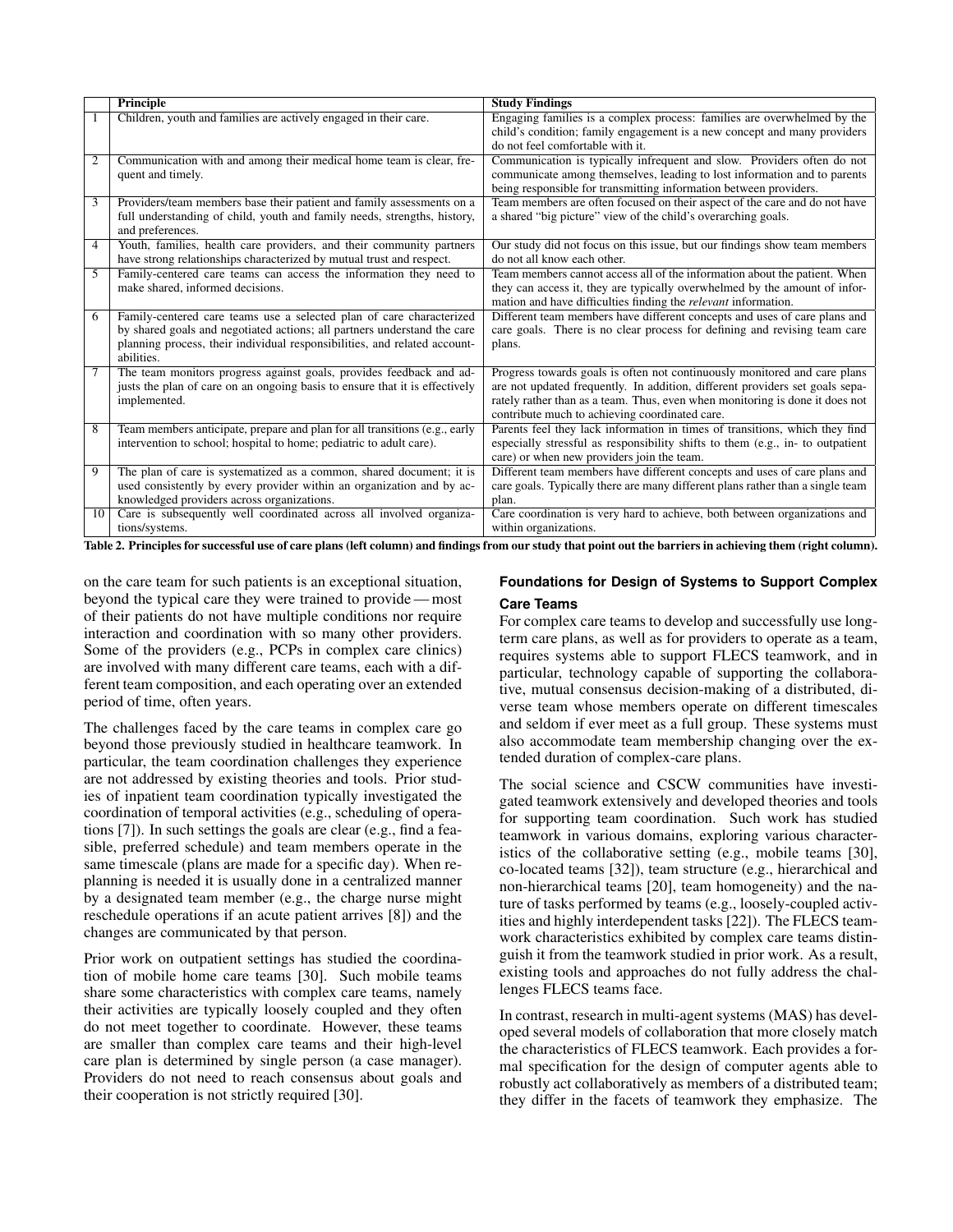| | Principle | Study Findings |
|---|---|---|
| 1 | Children, youth and families are actively engaged in their care. | Engaging families is a complex process: families are overwhelmed by the child's condition; family engagement is a new concept and many providers do not feel comfortable with it. |
| 2 | Communication with and among their medical home team is clear, frequent and timely. | Communication is typically infrequent and slow. Providers often do not communicate among themselves, leading to lost information and to parents being responsible for transmitting information between providers. |
| 3 | Providers/team members base their patient and family assessments on a full understanding of child, youth and family needs, strengths, history, and preferences. | Team members are often focused on their aspect of the care and do not have a shared "big picture" view of the child's overarching goals. |
| 4 | Youth, families, health care providers, and their community partners have strong relationships characterized by mutual trust and respect. | Our study did not focus on this issue, but our findings show team members do not all know each other. |
| 5 | Family-centered care teams can access the information they need to make shared, informed decisions. | Team members cannot access all of the information about the patient. When they can access it, they are typically overwhelmed by the amount of information and have difficulties finding the *relevant* information. |
| 6 | Family-centered care teams use a selected plan of care characterized by shared goals and negotiated actions; all partners understand the care planning process, their individual responsibilities, and related accountabilities. | Different team members have different concepts and uses of care plans and care goals. There is no clear process for defining and revising team care plans. |
| 7 | The team monitors progress against goals, provides feedback and adjusts the plan of care on an ongoing basis to ensure that it is effectively implemented. | Progress towards goals is often not continuously monitored and care plans are not updated frequently. In addition, different providers set goals separately rather than as a team. Thus, even when monitoring is done it does not contribute much to achieving coordinated care. |
| 8 | Team members anticipate, prepare and plan for all transitions (e.g., early intervention to school; hospital to home; pediatric to adult care). | Parents feel they lack information in times of transitions, which they find especially stressful as responsibility shifts to them (e.g., in- to outpatient care) or when new providers join the team. |
| 9 | The plan of care is systematized as a common, shared document; it is used consistently by every provider within an organization and by acknowledged providers across organizations. | Different team members have different concepts and uses of care plans and care goals. Typically there are many different plans rather than a single team plan. |
| 10 | Care is subsequently well coordinated across all involved organizations/systems. | Care coordination is very hard to achieve, both between organizations and within organizations. |

**Table 2. Principles for successful use of care plans (left column) and findings from our study that point out the barriers in achieving them (right column).**

on the care team for such patients is an exceptional situation, beyond the typical care they were trained to provide — most of their patients do not have multiple conditions nor require interaction and coordination with so many other providers. Some of the providers (e.g., PCPs in complex care clinics) are involved with many different care teams, each with a different team composition, and each operating over an extended period of time, often years.

The challenges faced by the care teams in complex care go beyond those previously studied in healthcare teamwork. In particular, the team coordination challenges they experience are not addressed by existing theories and tools. Prior studies of inpatient team coordination typically investigated the coordination of temporal activities (e.g., scheduling of operations [7]). In such settings the goals are clear (e.g., find a feasible, preferred schedule) and team members operate in the same timescale (plans are made for a specific day). When replanning is needed it is usually done in a centralized manner by a designated team member (e.g., the charge nurse might reschedule operations if an acute patient arrives [8]) and the changes are communicated by that person.

Prior work on outpatient settings has studied the coordination of mobile home care teams [30]. Such mobile teams share some characteristics with complex care teams, namely their activities are typically loosely coupled and they often do not meet together to coordinate. However, these teams are smaller than complex care teams and their high-level care plan is determined by single person (a case manager). Providers do not need to reach consensus about goals and their cooperation is not strictly required [30].

## Foundations for Design of Systems to Support Complex Care Teams

For complex care teams to develop and successfully use long-term care plans, as well as for providers to operate as a team, requires systems able to support FLECS teamwork, and in particular, technology capable of supporting the collaborative, mutual consensus decision-making of a distributed, diverse team whose members operate on different timescales and seldom if ever meet as a full group. These systems must also accommodate team membership changing over the extended duration of complex-care plans.

The social science and CSCW communities have investigated teamwork extensively and developed theories and tools for supporting team coordination. Such work has studied teamwork in various domains, exploring various characteristics of the collaborative setting (e.g., mobile teams [30], co-located teams [32]), team structure (e.g., hierarchical and non-hierarchical teams [20], team homogeneity) and the nature of tasks performed by teams (e.g., loosely-coupled activities and highly interdependent tasks [22]). The FLECS teamwork characteristics exhibited by complex care teams distinguish it from the teamwork studied in prior work. As a result, existing tools and approaches do not fully address the challenges FLECS teams face.

In contrast, research in multi-agent systems (MAS) has developed several models of collaboration that more closely match the characteristics of FLECS teamwork. Each provides a formal specification for the design of computer agents able to robustly act collaboratively as members of a distributed team; they differ in the facets of teamwork they emphasize. The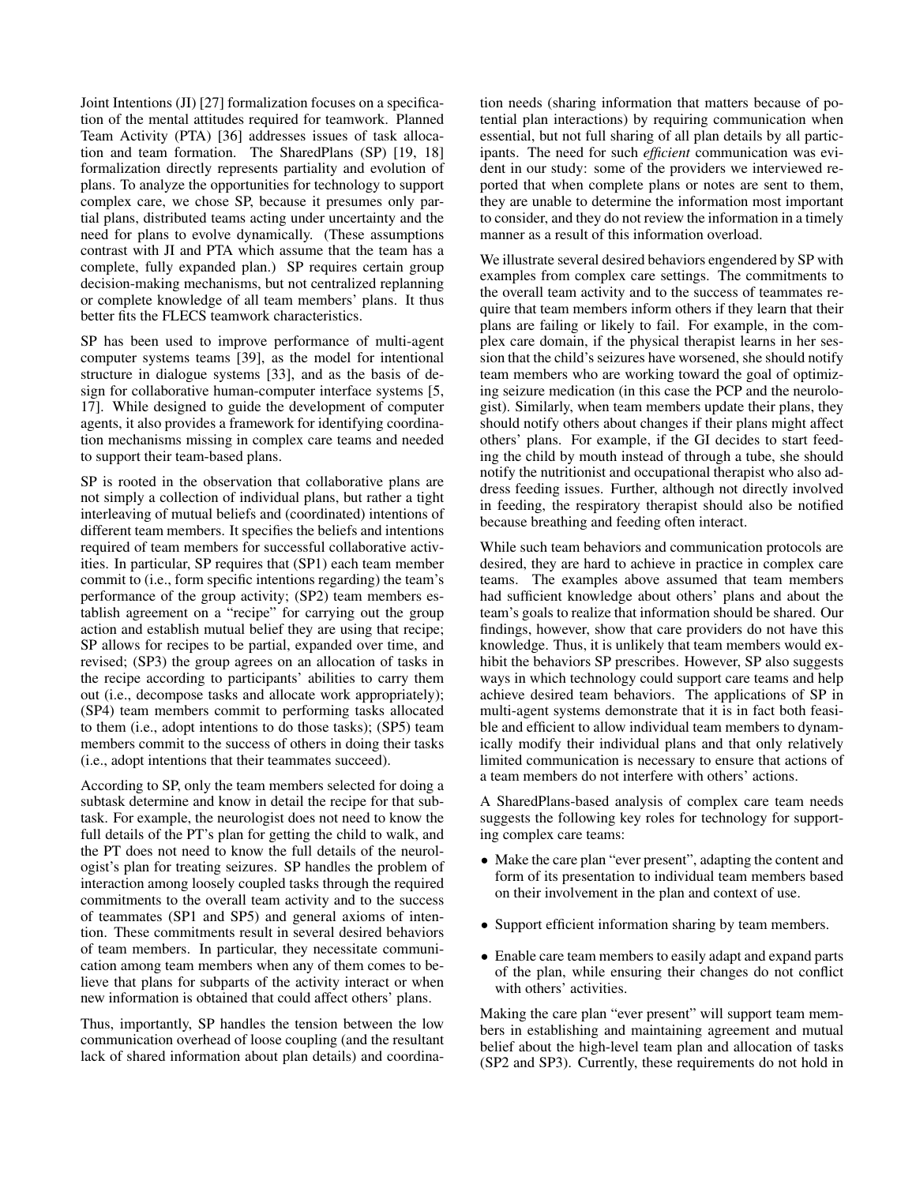Joint Intentions (JI) [27] formalization focuses on a specification of the mental attitudes required for teamwork. Planned Team Activity (PTA) [36] addresses issues of task allocation and team formation. The SharedPlans (SP) [19, 18] formalization directly represents partiality and evolution of plans. To analyze the opportunities for technology to support complex care, we chose SP, because it presumes only partial plans, distributed teams acting under uncertainty and the need for plans to evolve dynamically. (These assumptions contrast with JI and PTA which assume that the team has a complete, fully expanded plan.) SP requires certain group decision-making mechanisms, but not centralized replanning or complete knowledge of all team members' plans. It thus better fits the FLECS teamwork characteristics.

SP has been used to improve performance of multi-agent computer systems teams [39], as the model for intentional structure in dialogue systems [33], and as the basis of design for collaborative human-computer interface systems [5, 17]. While designed to guide the development of computer agents, it also provides a framework for identifying coordination mechanisms missing in complex care teams and needed to support their team-based plans.

SP is rooted in the observation that collaborative plans are not simply a collection of individual plans, but rather a tight interleaving of mutual beliefs and (coordinated) intentions of different team members. It specifies the beliefs and intentions required of team members for successful collaborative activities. In particular, SP requires that (SP1) each team member commit to (i.e., form specific intentions regarding) the team's performance of the group activity; (SP2) team members establish agreement on a "recipe" for carrying out the group action and establish mutual belief they are using that recipe; SP allows for recipes to be partial, expanded over time, and revised; (SP3) the group agrees on an allocation of tasks in the recipe according to participants' abilities to carry them out (i.e., decompose tasks and allocate work appropriately); (SP4) team members commit to performing tasks allocated to them (i.e., adopt intentions to do those tasks); (SP5) team members commit to the success of others in doing their tasks (i.e., adopt intentions that their teammates succeed).

According to SP, only the team members selected for doing a subtask determine and know in detail the recipe for that subtask. For example, the neurologist does not need to know the full details of the PT's plan for getting the child to walk, and the PT does not need to know the full details of the neurologist's plan for treating seizures. SP handles the problem of interaction among loosely coupled tasks through the required commitments to the overall team activity and to the success of teammates (SP1 and SP5) and general axioms of intention. These commitments result in several desired behaviors of team members. In particular, they necessitate communication among team members when any of them comes to believe that plans for subparts of the activity interact or when new information is obtained that could affect others' plans.

Thus, importantly, SP handles the tension between the low communication overhead of loose coupling (and the resultant lack of shared information about plan details) and coordination needs (sharing information that matters because of potential plan interactions) by requiring communication when essential, but not full sharing of all plan details by all participants. The need for such *efficient* communication was evident in our study: some of the providers we interviewed reported that when complete plans or notes are sent to them, they are unable to determine the information most important to consider, and they do not review the information in a timely manner as a result of this information overload.

We illustrate several desired behaviors engendered by SP with examples from complex care settings. The commitments to the overall team activity and to the success of teammates require that team members inform others if they learn that their plans are failing or likely to fail. For example, in the complex care domain, if the physical therapist learns in her session that the child's seizures have worsened, she should notify team members who are working toward the goal of optimizing seizure medication (in this case the PCP and the neurologist). Similarly, when team members update their plans, they should notify others about changes if their plans might affect others' plans. For example, if the GI decides to start feeding the child by mouth instead of through a tube, she should notify the nutritionist and occupational therapist who also address feeding issues. Further, although not directly involved in feeding, the respiratory therapist should also be notified because breathing and feeding often interact.

While such team behaviors and communication protocols are desired, they are hard to achieve in practice in complex care teams. The examples above assumed that team members had sufficient knowledge about others' plans and about the team's goals to realize that information should be shared. Our findings, however, show that care providers do not have this knowledge. Thus, it is unlikely that team members would exhibit the behaviors SP prescribes. However, SP also suggests ways in which technology could support care teams and help achieve desired team behaviors. The applications of SP in multi-agent systems demonstrate that it is in fact both feasible and efficient to allow individual team members to dynamically modify their individual plans and that only relatively limited communication is necessary to ensure that actions of a team members do not interfere with others' actions.

A SharedPlans-based analysis of complex care team needs suggests the following key roles for technology for supporting complex care teams:

- Make the care plan "ever present", adapting the content and form of its presentation to individual team members based on their involvement in the plan and context of use.
- Support efficient information sharing by team members.
- Enable care team members to easily adapt and expand parts of the plan, while ensuring their changes do not conflict with others' activities.

Making the care plan "ever present" will support team members in establishing and maintaining agreement and mutual belief about the high-level team plan and allocation of tasks (SP2 and SP3). Currently, these requirements do not hold in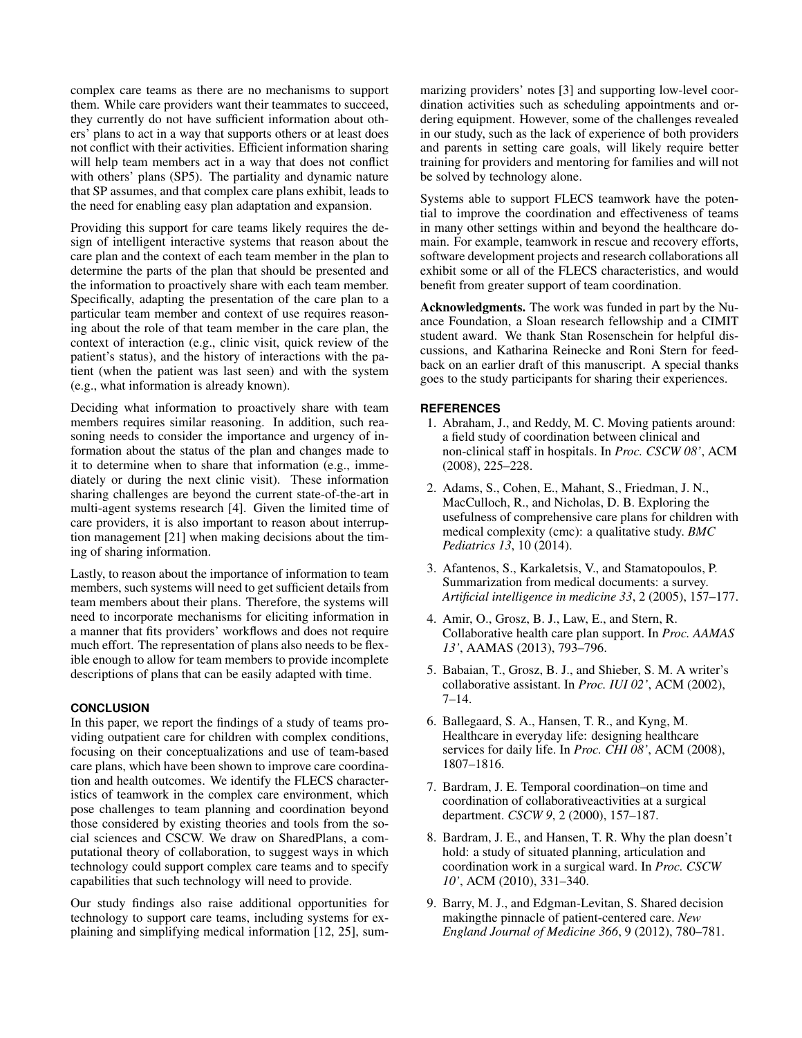complex care teams as there are no mechanisms to support them. While care providers want their teammates to succeed, they currently do not have sufficient information about others' plans to act in a way that supports others or at least does not conflict with their activities. Efficient information sharing will help team members act in a way that does not conflict with others' plans (SP5). The partiality and dynamic nature that SP assumes, and that complex care plans exhibit, leads to the need for enabling easy plan adaptation and expansion.

Providing this support for care teams likely requires the design of intelligent interactive systems that reason about the care plan and the context of each team member in the plan to determine the parts of the plan that should be presented and the information to proactively share with each team member. Specifically, adapting the presentation of the care plan to a particular team member and context of use requires reasoning about the role of that team member in the care plan, the context of interaction (e.g., clinic visit, quick review of the patient's status), and the history of interactions with the patient (when the patient was last seen) and with the system (e.g., what information is already known).

Deciding what information to proactively share with team members requires similar reasoning. In addition, such reasoning needs to consider the importance and urgency of information about the status of the plan and changes made to it to determine when to share that information (e.g., immediately or during the next clinic visit). These information sharing challenges are beyond the current state-of-the-art in multi-agent systems research [4]. Given the limited time of care providers, it is also important to reason about interruption management [21] when making decisions about the timing of sharing information.

Lastly, to reason about the importance of information to team members, such systems will need to get sufficient details from team members about their plans. Therefore, the systems will need to incorporate mechanisms for eliciting information in a manner that fits providers' workflows and does not require much effort. The representation of plans also needs to be flexible enough to allow for team members to provide incomplete descriptions of plans that can be easily adapted with time.

## CONCLUSION

In this paper, we report the findings of a study of teams providing outpatient care for children with complex conditions, focusing on their conceptualizations and use of team-based care plans, which have been shown to improve care coordination and health outcomes. We identify the FLECS characteristics of teamwork in the complex care environment, which pose challenges to team planning and coordination beyond those considered by existing theories and tools from the social sciences and CSCW. We draw on SharedPlans, a computational theory of collaboration, to suggest ways in which technology could support complex care teams and to specify capabilities that such technology will need to provide.

Our study findings also raise additional opportunities for technology to support care teams, including systems for explaining and simplifying medical information [12, 25], summarizing providers' notes [3] and supporting low-level coordination activities such as scheduling appointments and ordering equipment. However, some of the challenges revealed in our study, such as the lack of experience of both providers and parents in setting care goals, will likely require better training for providers and mentoring for families and will not be solved by technology alone.

Systems able to support FLECS teamwork have the potential to improve the coordination and effectiveness of teams in many other settings within and beyond the healthcare domain. For example, teamwork in rescue and recovery efforts, software development projects and research collaborations all exhibit some or all of the FLECS characteristics, and would benefit from greater support of team coordination.

**Acknowledgments.** The work was funded in part by the Nuance Foundation, a Sloan research fellowship and a CIMIT student award. We thank Stan Rosenschein for helpful discussions, and Katharina Reinecke and Roni Stern for feedback on an earlier draft of this manuscript. A special thanks goes to the study participants for sharing their experiences.

## REFERENCES

1. Abraham, J., and Reddy, M. C. Moving patients around: a field study of coordination between clinical and non-clinical staff in hospitals. In *Proc. CSCW 08'*, ACM (2008), 225–228.
2. Adams, S., Cohen, E., Mahant, S., Friedman, J. N., MacCulloch, R., and Nicholas, D. B. Exploring the usefulness of comprehensive care plans for children with medical complexity (cmc): a qualitative study. *BMC Pediatrics 13*, 10 (2014).
3. Afantenos, S., Karkaletsis, V., and Stamatopoulos, P. Summarization from medical documents: a survey. *Artificial intelligence in medicine 33*, 2 (2005), 157–177.
4. Amir, O., Grosz, B. J., Law, E., and Stern, R. Collaborative health care plan support. In *Proc. AAMAS 13'*, AAMAS (2013), 793–796.
5. Babaian, T., Grosz, B. J., and Shieber, S. M. A writer's collaborative assistant. In *Proc. IUI 02'*, ACM (2002), 7–14.
6. Ballegaard, S. A., Hansen, T. R., and Kyng, M. Healthcare in everyday life: designing healthcare services for daily life. In *Proc. CHI 08'*, ACM (2008), 1807–1816.
7. Bardram, J. E. Temporal coordination–on time and coordination of collaborativeactivities at a surgical department. *CSCW 9*, 2 (2000), 157–187.
8. Bardram, J. E., and Hansen, T. R. Why the plan doesn't hold: a study of situated planning, articulation and coordination work in a surgical ward. In *Proc. CSCW 10'*, ACM (2010), 331–340.
9. Barry, M. J., and Edgman-Levitan, S. Shared decision makingthe pinnacle of patient-centered care. *New England Journal of Medicine 366*, 9 (2012), 780–781.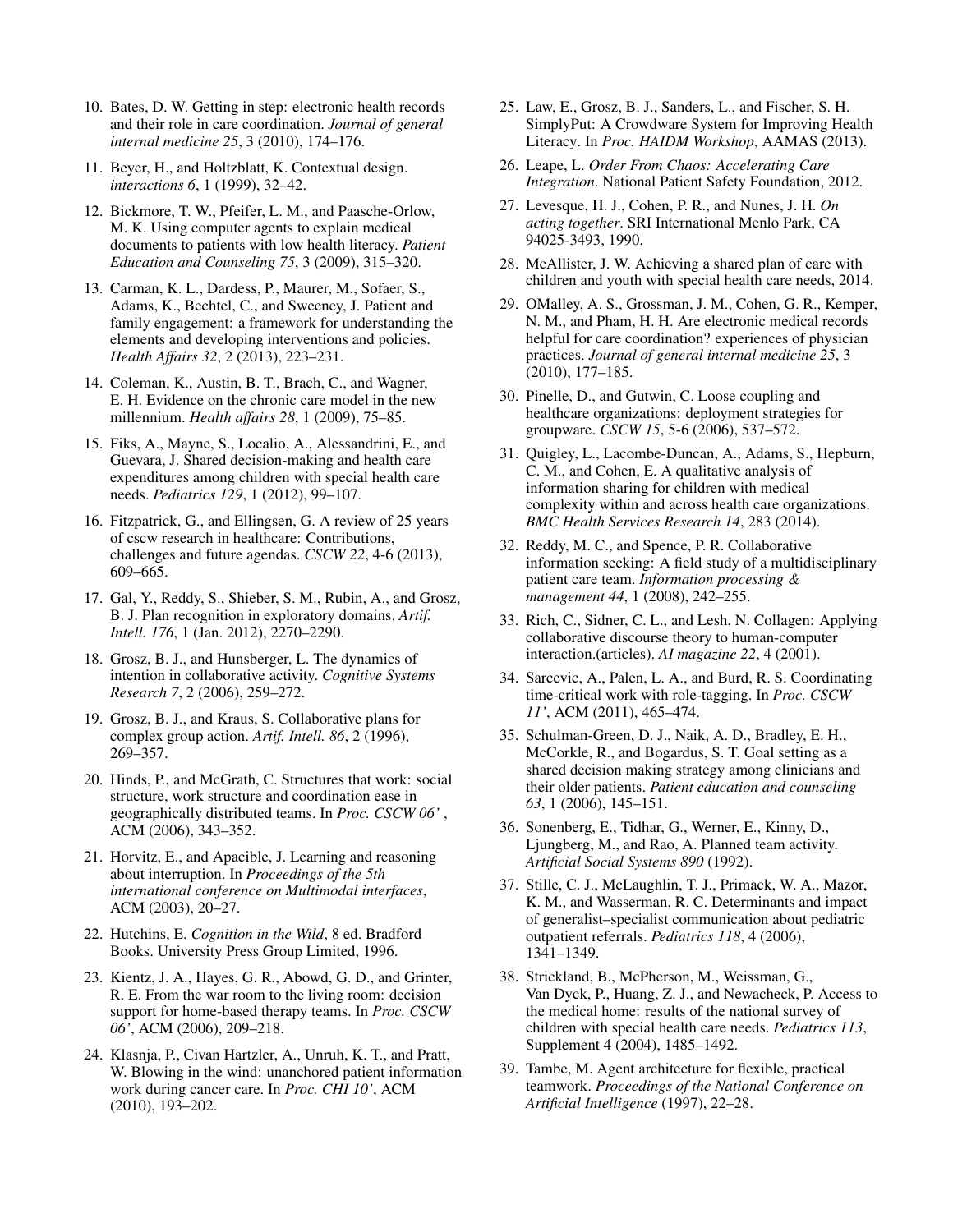10. Bates, D. W. Getting in step: electronic health records and their role in care coordination. *Journal of general internal medicine 25*, 3 (2010), 174–176.

11. Beyer, H., and Holtzblatt, K. Contextual design. *interactions 6*, 1 (1999), 32–42.

12. Bickmore, T. W., Pfeifer, L. M., and Paasche-Orlow, M. K. Using computer agents to explain medical documents to patients with low health literacy. *Patient Education and Counseling 75*, 3 (2009), 315–320.

13. Carman, K. L., Dardess, P., Maurer, M., Sofaer, S., Adams, K., Bechtel, C., and Sweeney, J. Patient and family engagement: a framework for understanding the elements and developing interventions and policies. *Health Affairs 32*, 2 (2013), 223–231.

14. Coleman, K., Austin, B. T., Brach, C., and Wagner, E. H. Evidence on the chronic care model in the new millennium. *Health affairs 28*, 1 (2009), 75–85.

15. Fiks, A., Mayne, S., Localio, A., Alessandrini, E., and Guevara, J. Shared decision-making and health care expenditures among children with special health care needs. *Pediatrics 129*, 1 (2012), 99–107.

16. Fitzpatrick, G., and Ellingsen, G. A review of 25 years of cscw research in healthcare: Contributions, challenges and future agendas. *CSCW 22*, 4-6 (2013), 609–665.

17. Gal, Y., Reddy, S., Shieber, S. M., Rubin, A., and Grosz, B. J. Plan recognition in exploratory domains. *Artif. Intell. 176*, 1 (Jan. 2012), 2270–2290.

18. Grosz, B. J., and Hunsberger, L. The dynamics of intention in collaborative activity. *Cognitive Systems Research 7*, 2 (2006), 259–272.

19. Grosz, B. J., and Kraus, S. Collaborative plans for complex group action. *Artif. Intell. 86*, 2 (1996), 269–357.

20. Hinds, P., and McGrath, C. Structures that work: social structure, work structure and coordination ease in geographically distributed teams. In *Proc. CSCW 06'* , ACM (2006), 343–352.

21. Horvitz, E., and Apacible, J. Learning and reasoning about interruption. In *Proceedings of the 5th international conference on Multimodal interfaces*, ACM (2003), 20–27.

22. Hutchins, E. *Cognition in the Wild*, 8 ed. Bradford Books. University Press Group Limited, 1996.

23. Kientz, J. A., Hayes, G. R., Abowd, G. D., and Grinter, R. E. From the war room to the living room: decision support for home-based therapy teams. In *Proc. CSCW 06'*, ACM (2006), 209–218.

24. Klasnja, P., Civan Hartzler, A., Unruh, K. T., and Pratt, W. Blowing in the wind: unanchored patient information work during cancer care. In *Proc. CHI 10'*, ACM (2010), 193–202.

25. Law, E., Grosz, B. J., Sanders, L., and Fischer, S. H. SimplyPut: A Crowdware System for Improving Health Literacy. In *Proc. HAIDM Workshop*, AAMAS (2013).

26. Leape, L. *Order From Chaos: Accelerating Care Integration*. National Patient Safety Foundation, 2012.

27. Levesque, H. J., Cohen, P. R., and Nunes, J. H. *On acting together*. SRI International Menlo Park, CA 94025-3493, 1990.

28. McAllister, J. W. Achieving a shared plan of care with children and youth with special health care needs, 2014.

29. OMalley, A. S., Grossman, J. M., Cohen, G. R., Kemper, N. M., and Pham, H. H. Are electronic medical records helpful for care coordination? experiences of physician practices. *Journal of general internal medicine 25*, 3 (2010), 177–185.

30. Pinelle, D., and Gutwin, C. Loose coupling and healthcare organizations: deployment strategies for groupware. *CSCW 15*, 5-6 (2006), 537–572.

31. Quigley, L., Lacombe-Duncan, A., Adams, S., Hepburn, C. M., and Cohen, E. A qualitative analysis of information sharing for children with medical complexity within and across health care organizations. *BMC Health Services Research 14*, 283 (2014).

32. Reddy, M. C., and Spence, P. R. Collaborative information seeking: A field study of a multidisciplinary patient care team. *Information processing & management 44*, 1 (2008), 242–255.

33. Rich, C., Sidner, C. L., and Lesh, N. Collagen: Applying collaborative discourse theory to human-computer interaction.(articles). *AI magazine 22*, 4 (2001).

34. Sarcevic, A., Palen, L. A., and Burd, R. S. Coordinating time-critical work with role-tagging. In *Proc. CSCW 11'*, ACM (2011), 465–474.

35. Schulman-Green, D. J., Naik, A. D., Bradley, E. H., McCorkle, R., and Bogardus, S. T. Goal setting as a shared decision making strategy among clinicians and their older patients. *Patient education and counseling 63*, 1 (2006), 145–151.

36. Sonenberg, E., Tidhar, G., Werner, E., Kinny, D., Ljungberg, M., and Rao, A. Planned team activity. *Artificial Social Systems 890* (1992).

37. Stille, C. J., McLaughlin, T. J., Primack, W. A., Mazor, K. M., and Wasserman, R. C. Determinants and impact of generalist–specialist communication about pediatric outpatient referrals. *Pediatrics 118*, 4 (2006), 1341–1349.

38. Strickland, B., McPherson, M., Weissman, G., Van Dyck, P., Huang, Z. J., and Newacheck, P. Access to the medical home: results of the national survey of children with special health care needs. *Pediatrics 113*, Supplement 4 (2004), 1485–1492.

39. Tambe, M. Agent architecture for flexible, practical teamwork. *Proceedings of the National Conference on Artificial Intelligence* (1997), 22–28.